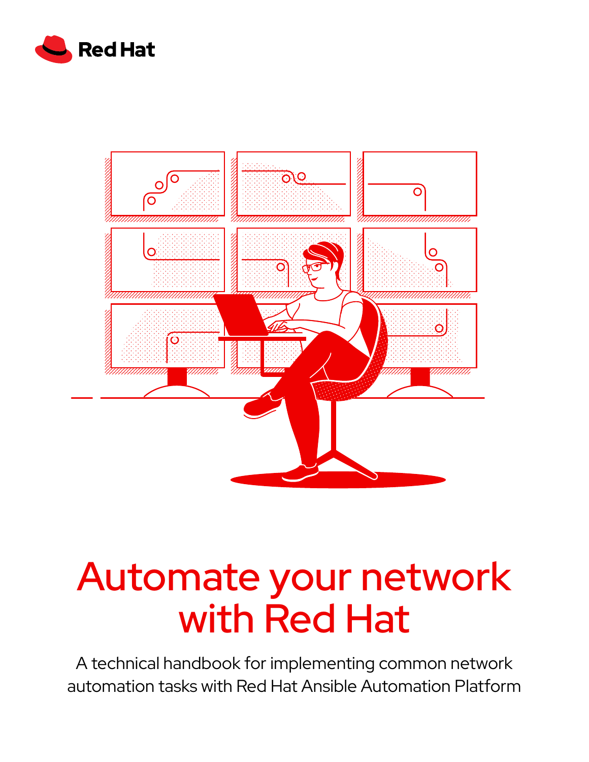Red Hat

# Automate your network with Red Hat

A technical handbook for implementing common network automation tasks with Red Hat Ansible Automation Platform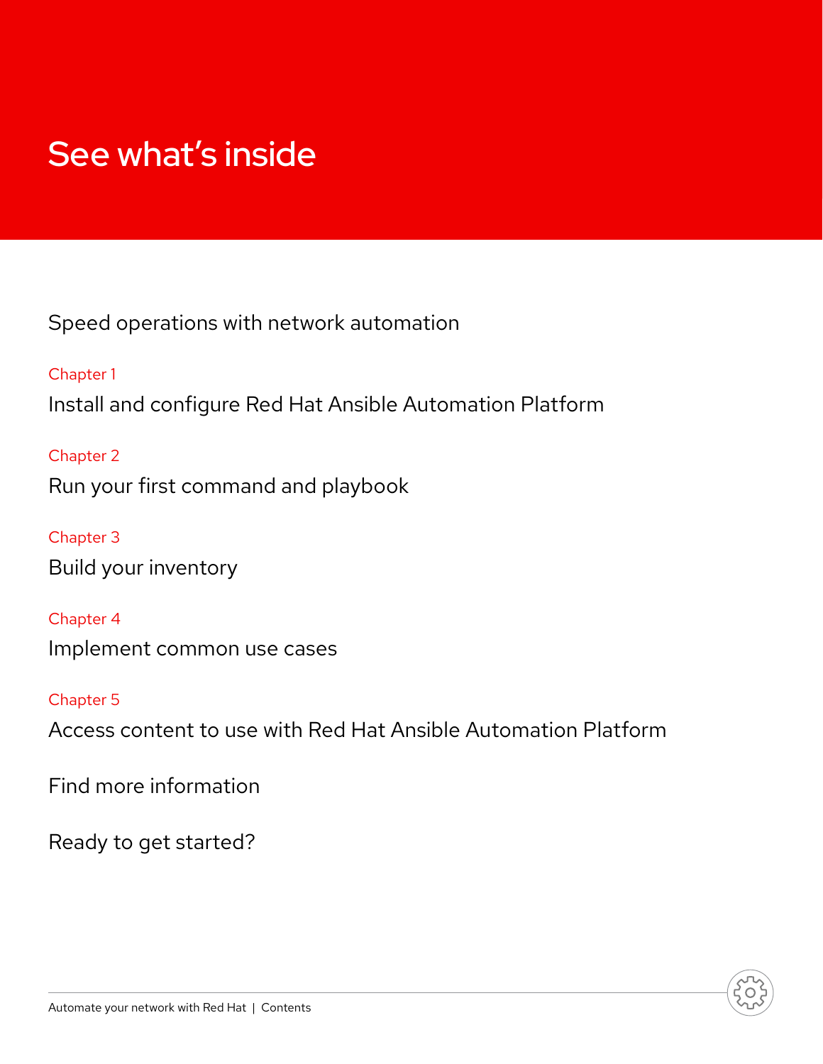# See what's inside

Speed operations with network automation

Chapter 1

Install and configure Red Hat Ansible Automation Platform

Chapter 2

Run your first command and playbook

Chapter 3

Build your inventory

Chapter 4

Implement common use cases

Chapter 5

Access content to use with Red Hat Ansible Automation Platform

Find more information

Ready to get started?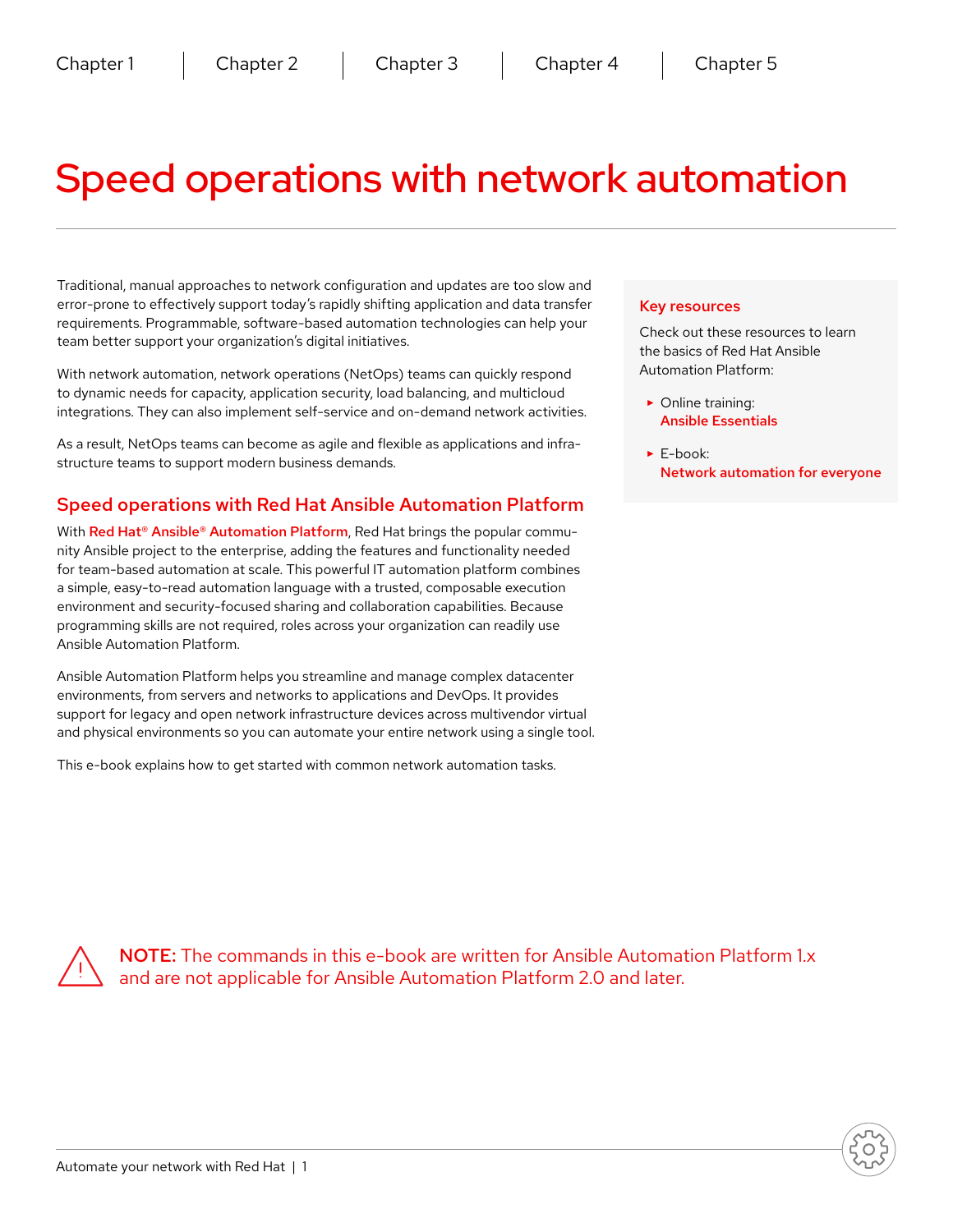# Speed operations with network automation

Traditional, manual approaches to network configuration and updates are too slow and error-prone to effectively support today's rapidly shifting application and data transfer requirements. Programmable, software-based automation technologies can help your team better support your organization's digital initiatives.

With network automation, network operations (NetOps) teams can quickly respond to dynamic needs for capacity, application security, load balancing, and multicloud integrations. They can also implement self-service and on-demand network activities.

As a result, NetOps teams can become as agile and flexible as applications and infrastructure teams to support modern business demands.

## Speed operations with Red Hat Ansible Automation Platform

With **Red Hat® Ansible® Automation Platform**, Red Hat brings the popular community Ansible project to the enterprise, adding the features and functionality needed for team-based automation at scale. This powerful IT automation platform combines a simple, easy-to-read automation language with a trusted, composable execution environment and security-focused sharing and collaboration capabilities. Because programming skills are not required, roles across your organization can readily use Ansible Automation Platform.

Ansible Automation Platform helps you streamline and manage complex datacenter environments, from servers and networks to applications and DevOps. It provides support for legacy and open network infrastructure devices across multivendor virtual and physical environments so you can automate your entire network using a single tool.

This e-book explains how to get started with common network automation tasks.

### Key resources

Check out these resources to learn the basics of Red Hat Ansible Automation Platform:

- Online training: **Ansible Essentials**
- E-book: **Network automation for everyone**

**NOTE:** The commands in this e-book are written for Ansible Automation Platform 1.x and are not applicable for Ansible Automation Platform 2.0 and later.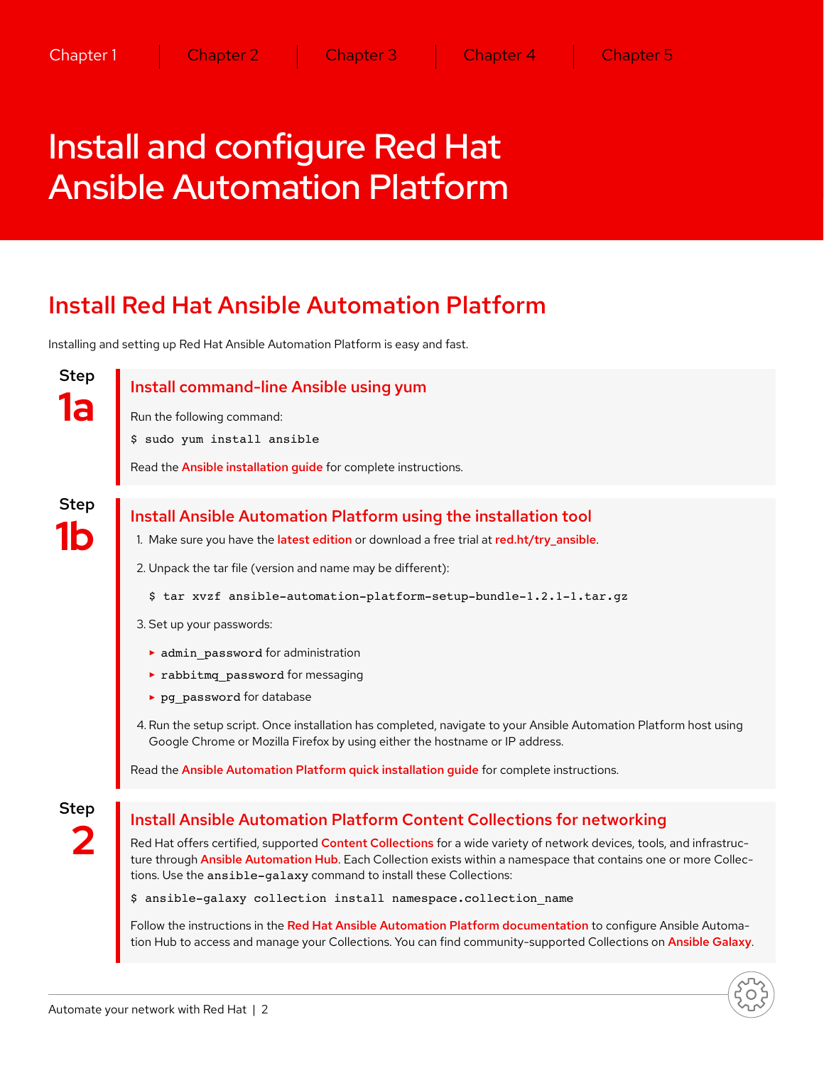Chapter 1 | Chapter 2 | Chapter 3 | Chapter 4 | Chapter 5

# Install and configure Red Hat Ansible Automation Platform

## Install Red Hat Ansible Automation Platform

Installing and setting up Red Hat Ansible Automation Platform is easy and fast.

### Step 1a

### Install command-line Ansible using yum

Run the following command:

```
$ sudo yum install ansible
```

Read the Ansible installation guide for complete instructions.

### Step 1b

### Install Ansible Automation Platform using the installation tool

1. Make sure you have the latest edition or download a free trial at red.ht/try_ansible.
2. Unpack the tar file (version and name may be different):

   ```
   $ tar xvzf ansible-automation-platform-setup-bundle-1.2.1-1.tar.gz
   ```

3. Set up your passwords:
   - `admin_password` for administration
   - `rabbitmq_password` for messaging
   - `pg_password` for database
4. Run the setup script. Once installation has completed, navigate to your Ansible Automation Platform host using Google Chrome or Mozilla Firefox by using either the hostname or IP address.

Read the Ansible Automation Platform quick installation guide for complete instructions.

### Step 2

### Install Ansible Automation Platform Content Collections for networking

Red Hat offers certified, supported Content Collections for a wide variety of network devices, tools, and infrastructure through Ansible Automation Hub. Each Collection exists within a namespace that contains one or more Collections. Use the `ansible-galaxy` command to install these Collections:

```
$ ansible-galaxy collection install namespace.collection_name
```

Follow the instructions in the Red Hat Ansible Automation Platform documentation to configure Ansible Automation Hub to access and manage your Collections. You can find community-supported Collections on Ansible Galaxy.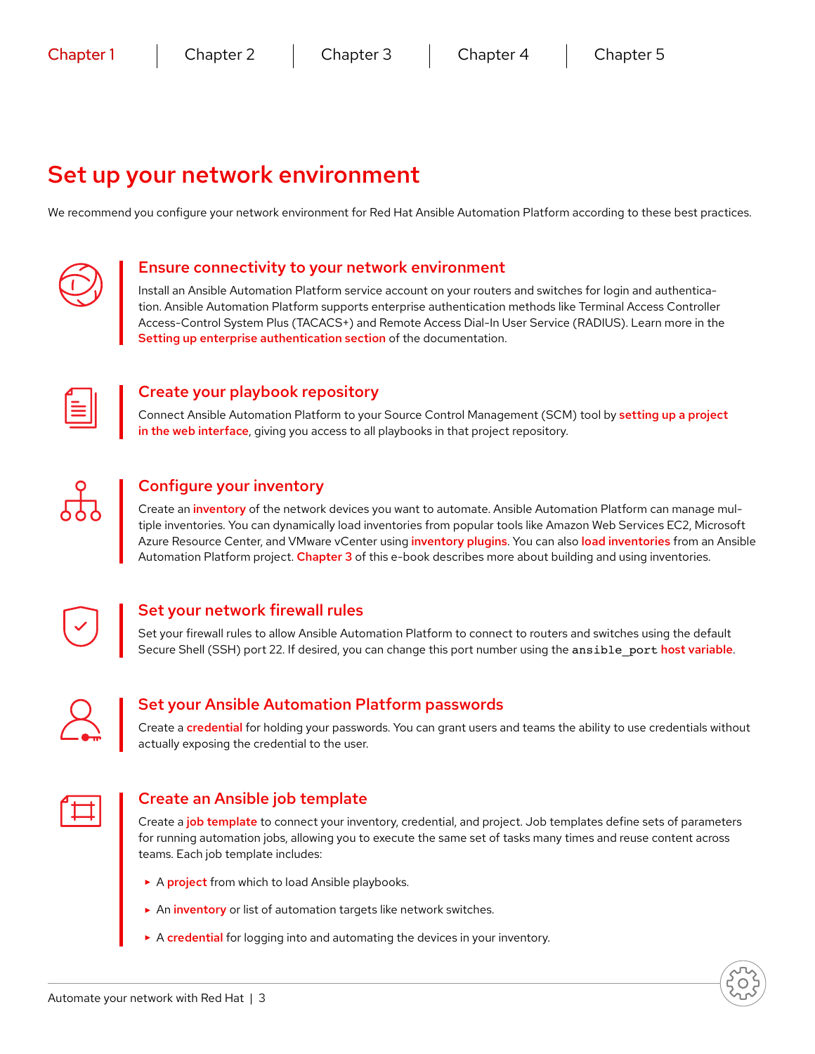# Set up your network environment

We recommend you configure your network environment for Red Hat Ansible Automation Platform according to these best practices.

## Ensure connectivity to your network environment

Install an Ansible Automation Platform service account on your routers and switches for login and authentication. Ansible Automation Platform supports enterprise authentication methods like Terminal Access Controller Access-Control System Plus (TACACS+) and Remote Access Dial-In User Service (RADIUS). Learn more in the **Setting up enterprise authentication section** of the documentation.

## Create your playbook repository

Connect Ansible Automation Platform to your Source Control Management (SCM) tool by **setting up a project in the web interface**, giving you access to all playbooks in that project repository.

## Configure your inventory

Create an **inventory** of the network devices you want to automate. Ansible Automation Platform can manage multiple inventories. You can dynamically load inventories from popular tools like Amazon Web Services EC2, Microsoft Azure Resource Center, and VMware vCenter using **inventory plugins**. You can also **load inventories** from an Ansible Automation Platform project. **Chapter 3** of this e-book describes more about building and using inventories.

## Set your network firewall rules

Set your firewall rules to allow Ansible Automation Platform to connect to routers and switches using the default Secure Shell (SSH) port 22. If desired, you can change this port number using the `ansible_port` **host variable**.

## Set your Ansible Automation Platform passwords

Create a **credential** for holding your passwords. You can grant users and teams the ability to use credentials without actually exposing the credential to the user.

## Create an Ansible job template

Create a **job template** to connect your inventory, credential, and project. Job templates define sets of parameters for running automation jobs, allowing you to execute the same set of tasks many times and reuse content across teams. Each job template includes:

- A **project** from which to load Ansible playbooks.
- An **inventory** or list of automation targets like network switches.
- A **credential** for logging into and automating the devices in your inventory.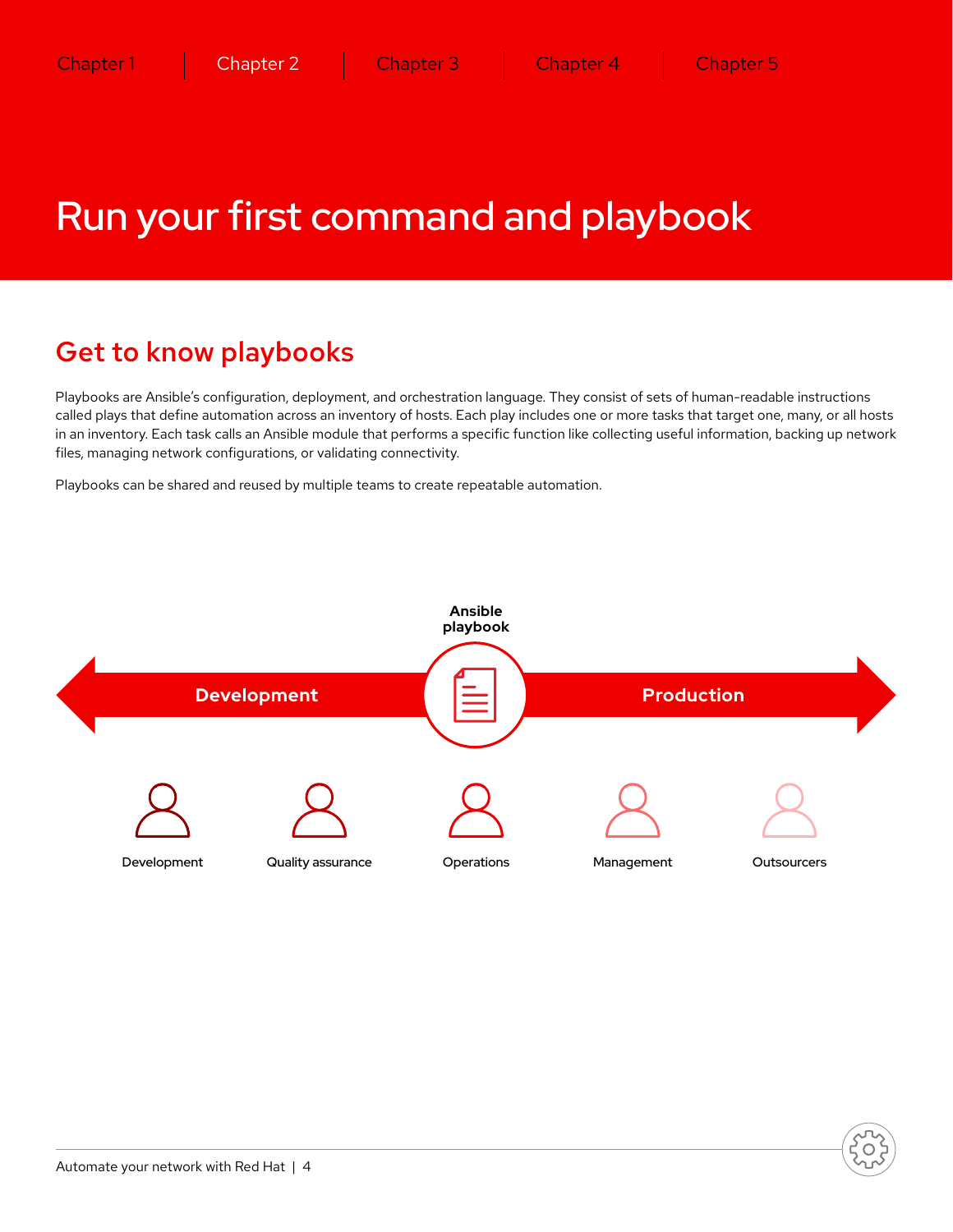# Run your first command and playbook

## Get to know playbooks

Playbooks are Ansible's configuration, deployment, and orchestration language. They consist of sets of human-readable instructions called plays that define automation across an inventory of hosts. Each play includes one or more tasks that target one, many, or all hosts in an inventory. Each task calls an Ansible module that performs a specific function like collecting useful information, backing up network files, managing network configurations, or validating connectivity.

Playbooks can be shared and reused by multiple teams to create repeatable automation.

**Ansible playbook**

**Development** ← → **Production**

Development

Quality assurance

Operations

Management

Outsourcers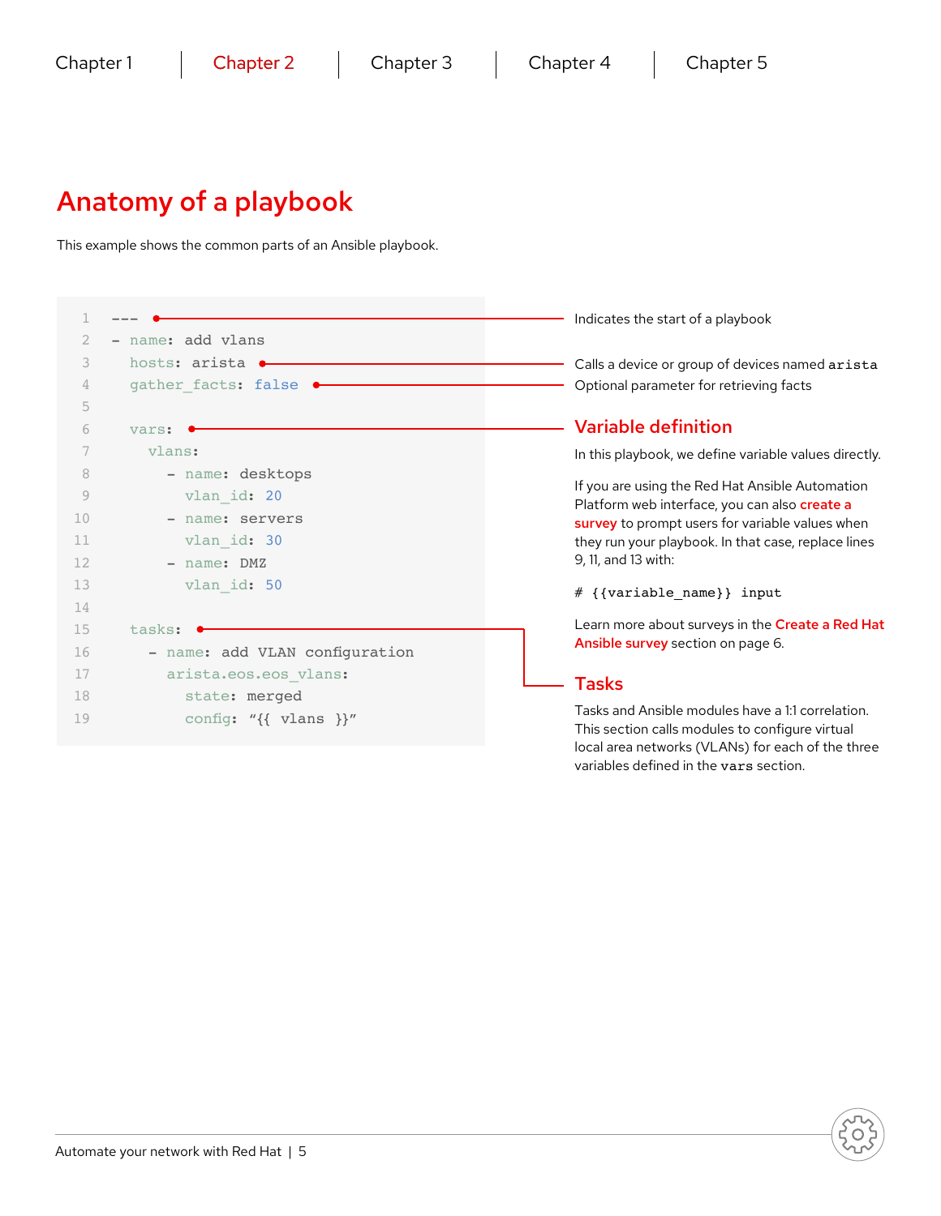# Anatomy of a playbook

This example shows the common parts of an Ansible playbook.

```
1  ---
2  - name: add vlans
3    hosts: arista
4    gather_facts: false
5
6    vars:
7      vlans:
8        - name: desktops
9          vlan_id: 20
10       - name: servers
11         vlan_id: 30
12       - name: DMZ
13         vlan_id: 50
14
15   tasks:
16     - name: add VLAN configuration
17       arista.eos.eos_vlans:
18         state: merged
19         config: "{{ vlans }}"
```

Line 1: Indicates the start of a playbook

Line 3: Calls a device or group of devices named `arista`

Line 4: Optional parameter for retrieving facts

## Variable definition

In this playbook, we define variable values directly.

If you are using the Red Hat Ansible Automation Platform web interface, you can also **create a survey** to prompt users for variable values when they run your playbook. In that case, replace lines 9, 11, and 13 with:

```
# {{variable_name}} input
```

Learn more about surveys in the **Create a Red Hat Ansible survey** section on page 6.

## Tasks

Tasks and Ansible modules have a 1:1 correlation. This section calls modules to configure virtual local area networks (VLANs) for each of the three variables defined in the `vars` section.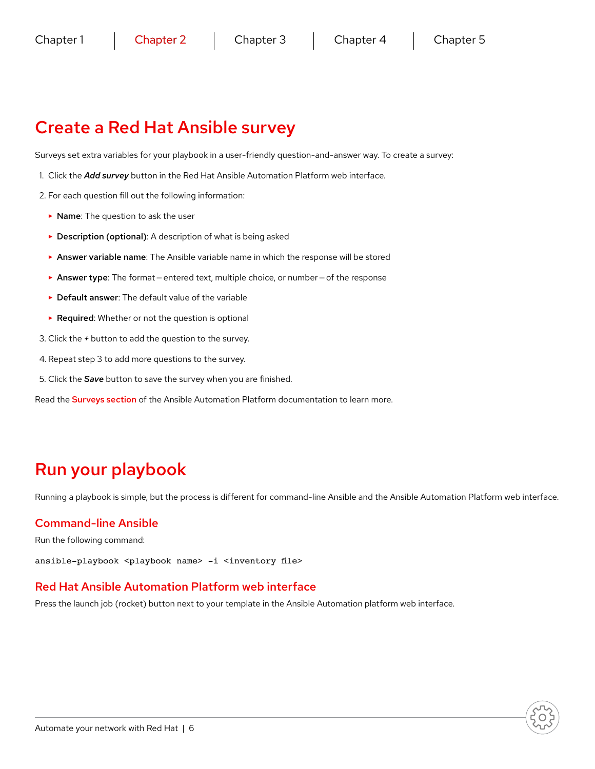# Create a Red Hat Ansible survey

Surveys set extra variables for your playbook in a user-friendly question-and-answer way. To create a survey:

1. Click the ***Add survey*** button in the Red Hat Ansible Automation Platform web interface.
2. For each question fill out the following information:
   - **Name**: The question to ask the user
   - **Description (optional)**: A description of what is being asked
   - **Answer variable name**: The Ansible variable name in which the response will be stored
   - **Answer type**: The format — entered text, multiple choice, or number — of the response
   - **Default answer**: The default value of the variable
   - **Required**: Whether or not the question is optional
3. Click the *+* button to add the question to the survey.
4. Repeat step 3 to add more questions to the survey.
5. Click the ***Save*** button to save the survey when you are finished.

Read the **Surveys section** of the Ansible Automation Platform documentation to learn more.

# Run your playbook

Running a playbook is simple, but the process is different for command-line Ansible and the Ansible Automation Platform web interface.

## Command-line Ansible

Run the following command:

```
ansible-playbook <playbook name> -i <inventory file>
```

## Red Hat Ansible Automation Platform web interface

Press the launch job (rocket) button next to your template in the Ansible Automation platform web interface.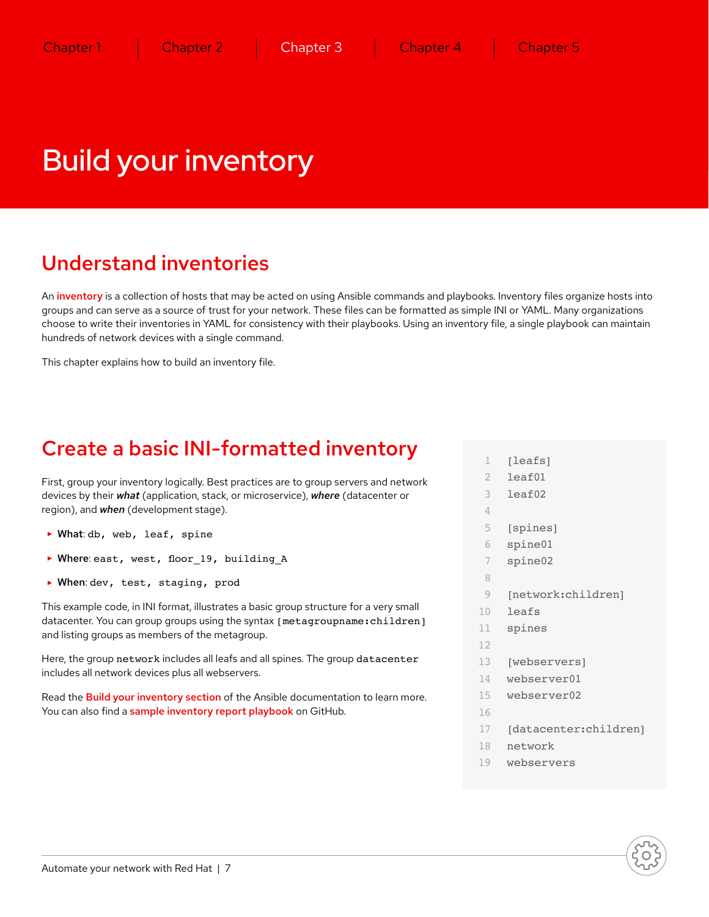# Build your inventory

## Understand inventories

An inventory is a collection of hosts that may be acted on using Ansible commands and playbooks. Inventory files organize hosts into groups and can serve as a source of trust for your network. These files can be formatted as simple INI or YAML. Many organizations choose to write their inventories in YAML for consistency with their playbooks. Using an inventory file, a single playbook can maintain hundreds of network devices with a single command.

This chapter explains how to build an inventory file.

## Create a basic INI-formatted inventory

First, group your inventory logically. Best practices are to group servers and network devices by their ***what*** (application, stack, or microservice), ***where*** (datacenter or region), and ***when*** (development stage).

- **What**: `db, web, leaf, spine`
- **Where**: `east, west, floor_19, building_A`
- **When**: `dev, test, staging, prod`

This example code, in INI format, illustrates a basic group structure for a very small datacenter. You can group groups using the syntax `[metagroupname:children]` and listing groups as members of the metagroup.

Here, the group `network` includes all leafs and all spines. The group `datacenter` includes all network devices plus all webservers.

Read the Build your inventory section of the Ansible documentation to learn more. You can also find a sample inventory report playbook on GitHub.

```
[leafs]
leaf01
leaf02

[spines]
spine01
spine02

[network:children]
leafs
spines

[webservers]
webserver01
webserver02

[datacenter:children]
network
webservers
```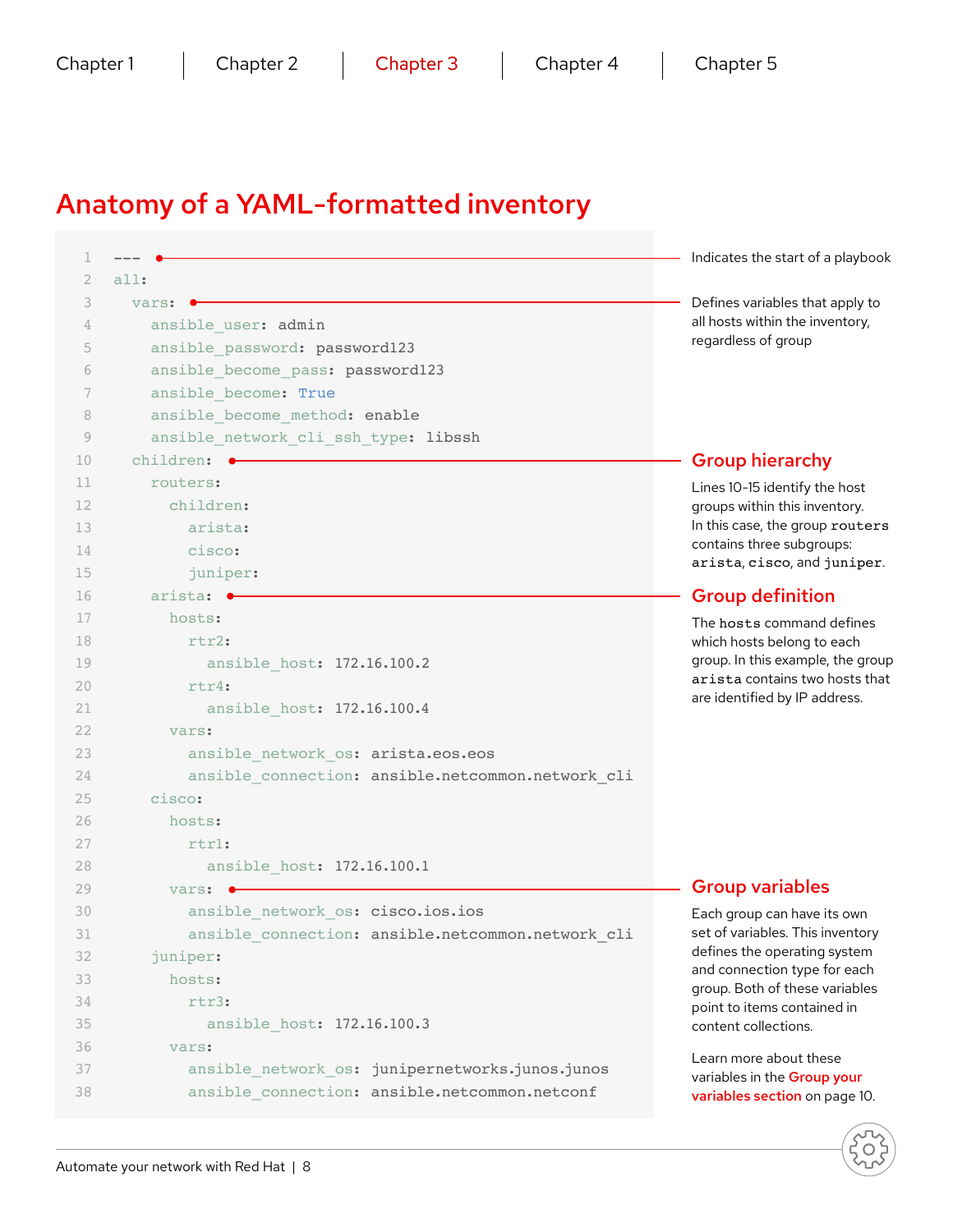# Anatomy of a YAML-formatted inventory

```yaml
---
all:
  vars:
    ansible_user: admin
    ansible_password: password123
    ansible_become_pass: password123
    ansible_become: True
    ansible_become_method: enable
    ansible_network_cli_ssh_type: libssh
  children:
    routers:
      children:
        arista:
        cisco:
        juniper:
    arista:
      hosts:
        rtr2:
          ansible_host: 172.16.100.2
        rtr4:
          ansible_host: 172.16.100.4
      vars:
        ansible_network_os: arista.eos.eos
        ansible_connection: ansible.netcommon.network_cli
    cisco:
      hosts:
        rtr1:
          ansible_host: 172.16.100.1
      vars:
        ansible_network_os: cisco.ios.ios
        ansible_connection: ansible.netcommon.network_cli
    juniper:
      hosts:
        rtr3:
          ansible_host: 172.16.100.3
      vars:
        ansible_network_os: junipernetworks.junos.junos
        ansible_connection: ansible.netcommon.netconf
```

Line 1 (`---`): Indicates the start of a playbook

Line 3 (`vars:`): Defines variables that apply to all hosts within the inventory, regardless of group

### Group hierarchy

Lines 10-15 identify the host groups within this inventory. In this case, the group `routers` contains three subgroups: `arista`, `cisco`, and `juniper`.

### Group definition

The `hosts` command defines which hosts belong to each group. In this example, the group `arista` contains two hosts that are identified by IP address.

### Group variables

Each group can have its own set of variables. This inventory defines the operating system and connection type for each group. Both of these variables point to items contained in content collections.

Learn more about these variables in the **Group your variables section** on page 10.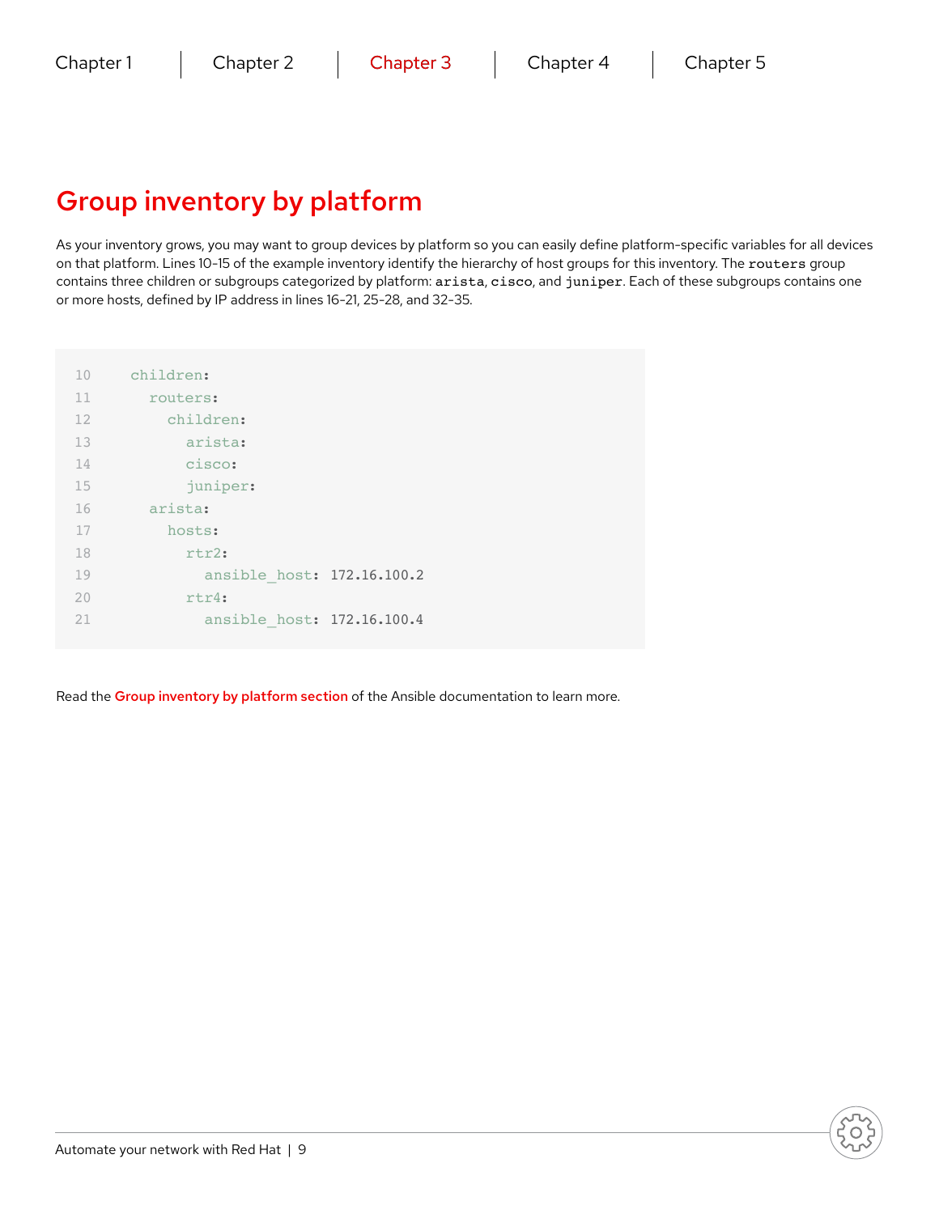# Group inventory by platform

As your inventory grows, you may want to group devices by platform so you can easily define platform-specific variables for all devices on that platform. Lines 10-15 of the example inventory identify the hierarchy of host groups for this inventory. The `routers` group contains three children or subgroups categorized by platform: `arista`, `cisco`, and `juniper`. Each of these subgroups contains one or more hosts, defined by IP address in lines 16-21, 25-28, and 32-35.

```
10    children:
11      routers:
12        children:
13          arista:
14          cisco:
15          juniper:
16      arista:
17        hosts:
18          rtr2:
19            ansible_host: 172.16.100.2
20          rtr4:
21            ansible_host: 172.16.100.4
```

Read the **Group inventory by platform section** of the Ansible documentation to learn more.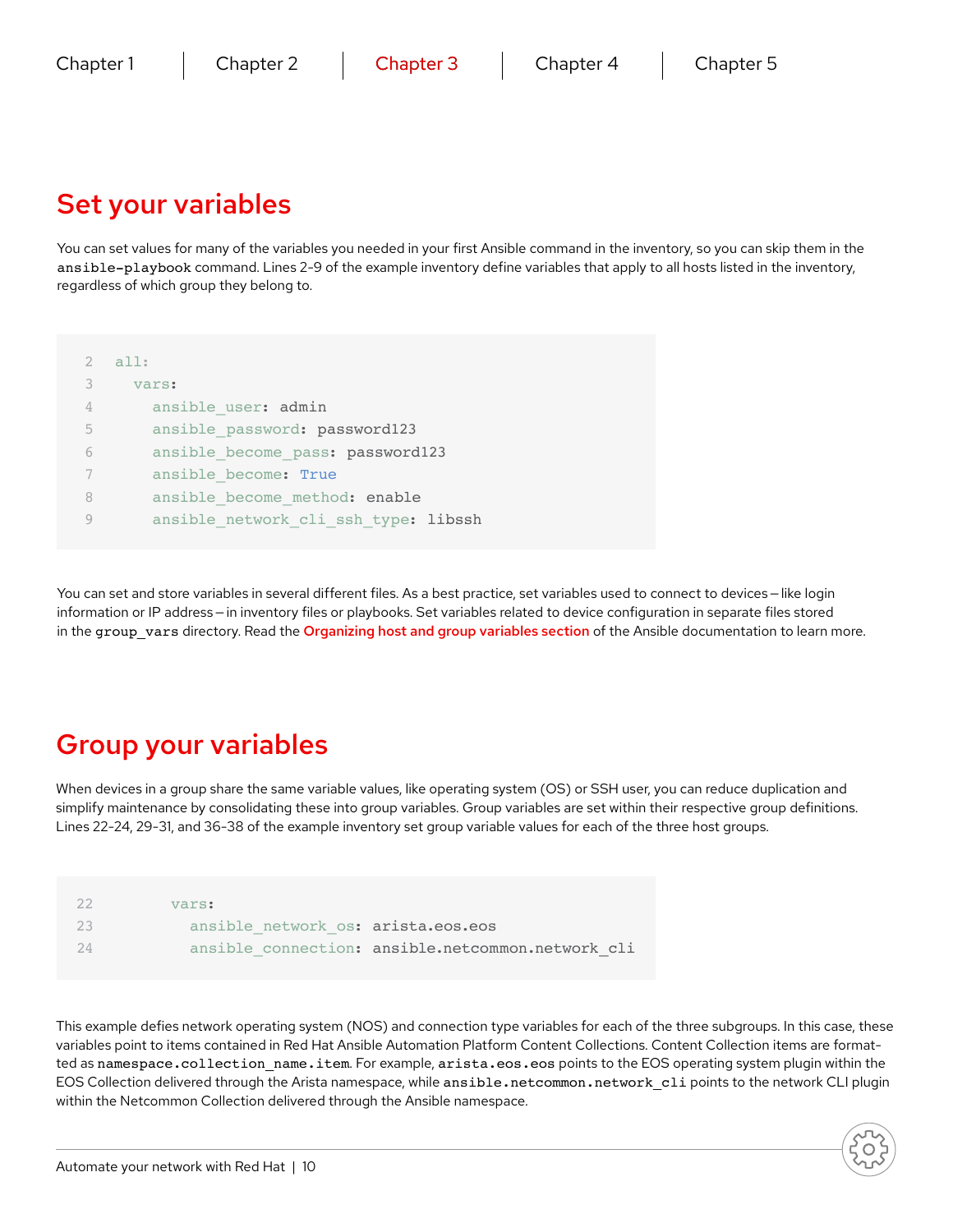# Set your variables

You can set values for many of the variables you needed in your first Ansible command in the inventory, so you can skip them in the `ansible-playbook` command. Lines 2-9 of the example inventory define variables that apply to all hosts listed in the inventory, regardless of which group they belong to.

```
2  all:
3    vars:
4      ansible_user: admin
5      ansible_password: password123
6      ansible_become_pass: password123
7      ansible_become: True
8      ansible_become_method: enable
9      ansible_network_cli_ssh_type: libssh
```

You can set and store variables in several different files. As a best practice, set variables used to connect to devices – like login information or IP address – in inventory files or playbooks. Set variables related to device configuration in separate files stored in the `group_vars` directory. Read the **Organizing host and group variables section** of the Ansible documentation to learn more.

# Group your variables

When devices in a group share the same variable values, like operating system (OS) or SSH user, you can reduce duplication and simplify maintenance by consolidating these into group variables. Group variables are set within their respective group definitions. Lines 22-24, 29-31, and 36-38 of the example inventory set group variable values for each of the three host groups.

```
22        vars:
23          ansible_network_os: arista.eos.eos
24          ansible_connection: ansible.netcommon.network_cli
```

This example defies network operating system (NOS) and connection type variables for each of the three subgroups. In this case, these variables point to items contained in Red Hat Ansible Automation Platform Content Collections. Content Collection items are formatted as `namespace.collection_name.item`. For example, `arista.eos.eos` points to the EOS operating system plugin within the EOS Collection delivered through the Arista namespace, while `ansible.netcommon.network_cli` points to the network CLI plugin within the Netcommon Collection delivered through the Ansible namespace.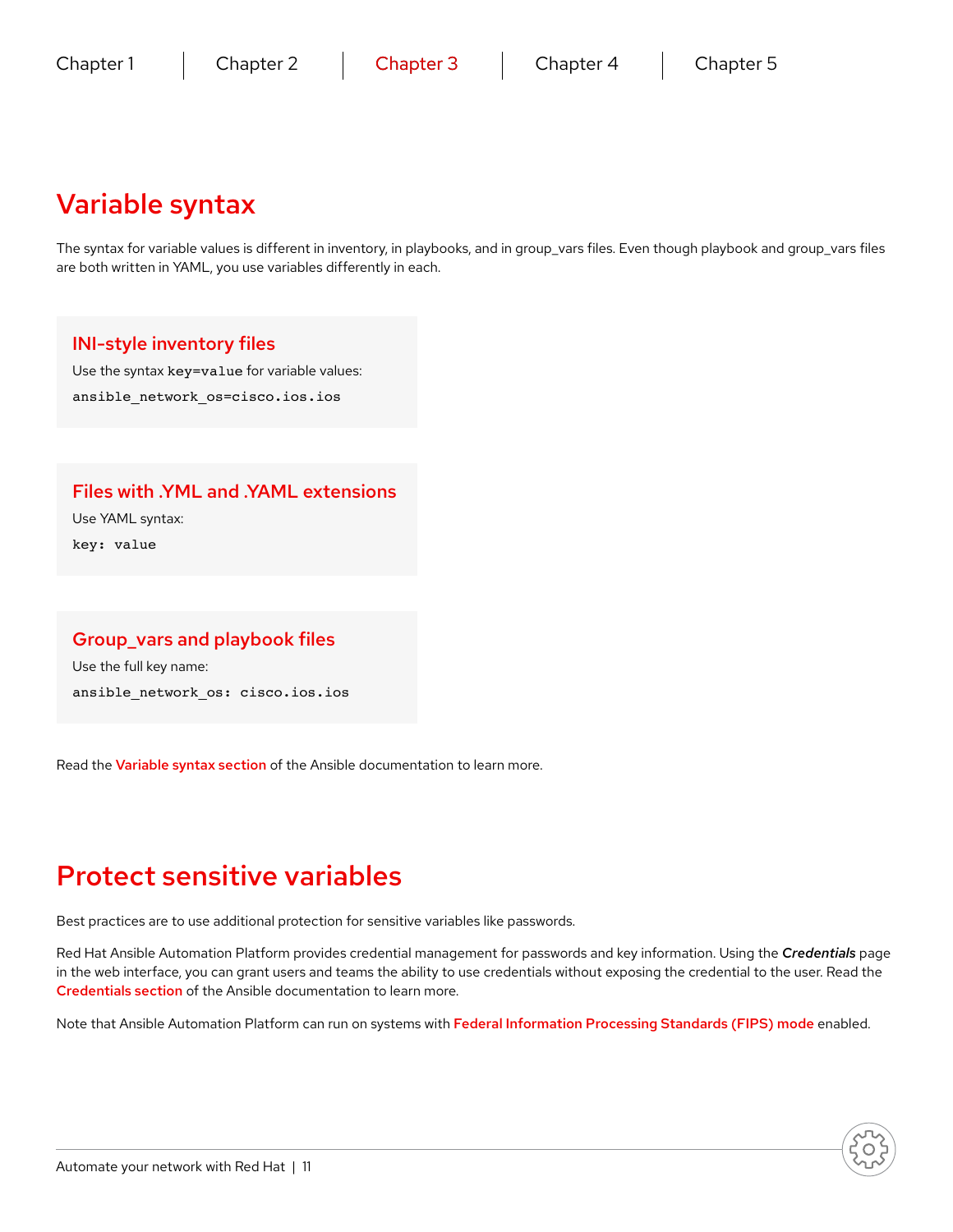# Variable syntax

The syntax for variable values is different in inventory, in playbooks, and in group_vars files. Even though playbook and group_vars files are both written in YAML, you use variables differently in each.

### INI-style inventory files

Use the syntax `key=value` for variable values:

```
ansible_network_os=cisco.ios.ios
```

### Files with .YML and .YAML extensions

Use YAML syntax:

```
key: value
```

### Group_vars and playbook files

Use the full key name:

```
ansible_network_os: cisco.ios.ios
```

Read the **Variable syntax section** of the Ansible documentation to learn more.

# Protect sensitive variables

Best practices are to use additional protection for sensitive variables like passwords.

Red Hat Ansible Automation Platform provides credential management for passwords and key information. Using the ***Credentials*** page in the web interface, you can grant users and teams the ability to use credentials without exposing the credential to the user. Read the **Credentials section** of the Ansible documentation to learn more.

Note that Ansible Automation Platform can run on systems with **Federal Information Processing Standards (FIPS) mode** enabled.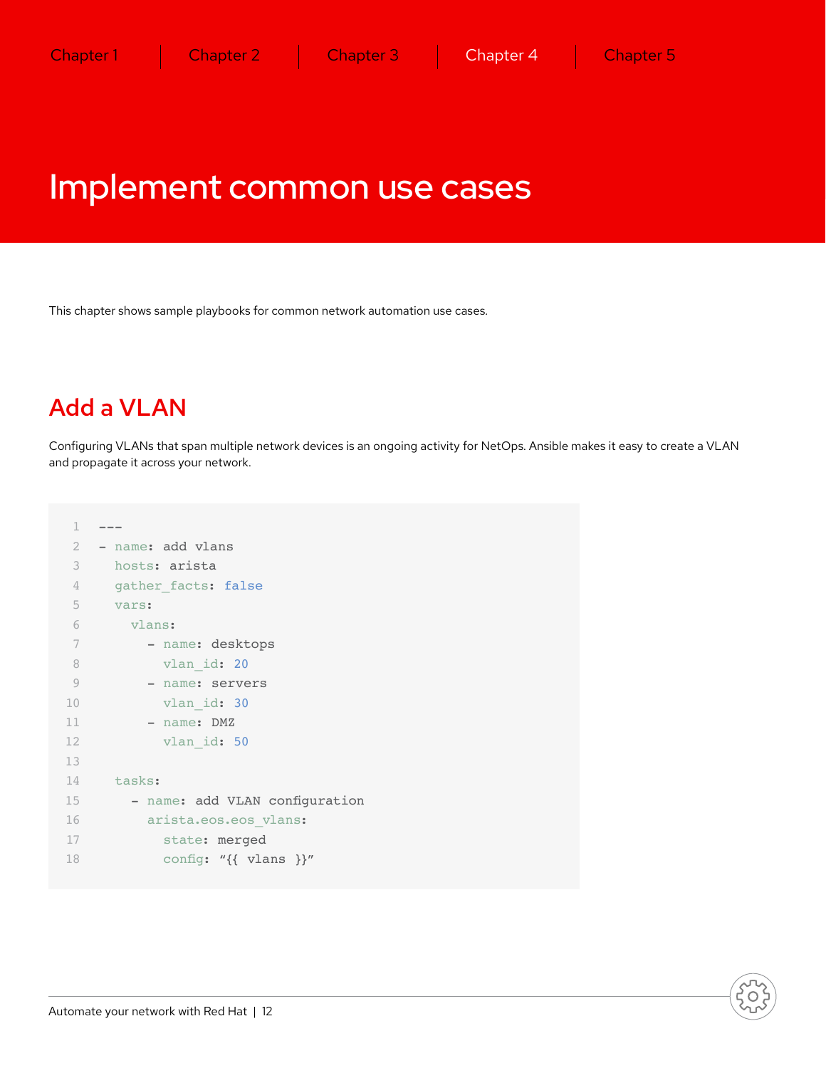# Implement common use cases

This chapter shows sample playbooks for common network automation use cases.

## Add a VLAN

Configuring VLANs that span multiple network devices is an ongoing activity for NetOps. Ansible makes it easy to create a VLAN and propagate it across your network.

```yaml
---
- name: add vlans
  hosts: arista
  gather_facts: false
  vars:
    vlans:
      - name: desktops
        vlan_id: 20
      - name: servers
        vlan_id: 30
      - name: DMZ
        vlan_id: 50

  tasks:
    - name: add VLAN configuration
      arista.eos.eos_vlans:
        state: merged
        config: "{{ vlans }}"
```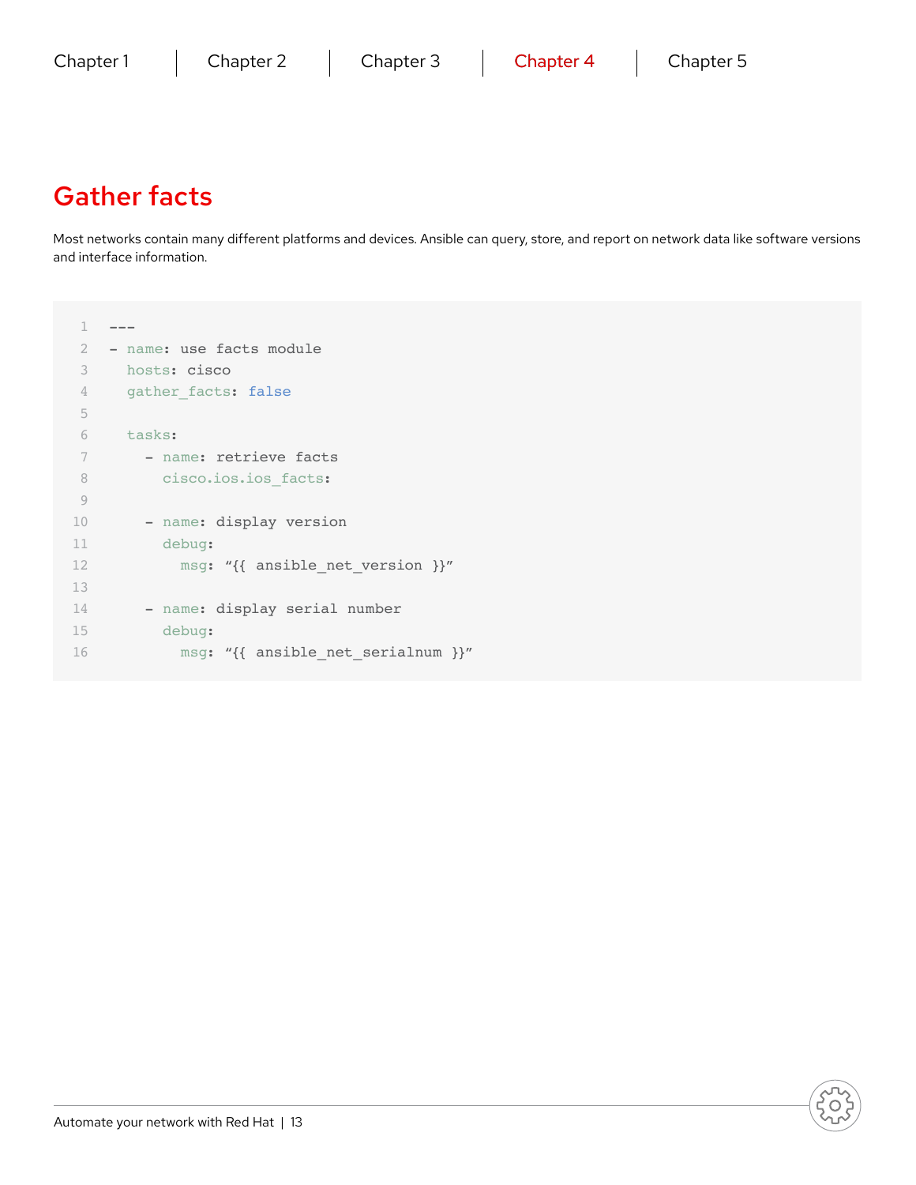## Gather facts

Most networks contain many different platforms and devices. Ansible can query, store, and report on network data like software versions and interface information.

```
---
- name: use facts module
  hosts: cisco
  gather_facts: false

  tasks:
    - name: retrieve facts
      cisco.ios.ios_facts:

    - name: display version
      debug:
        msg: "{{ ansible_net_version }}"

    - name: display serial number
      debug:
        msg: "{{ ansible_net_serialnum }}"
```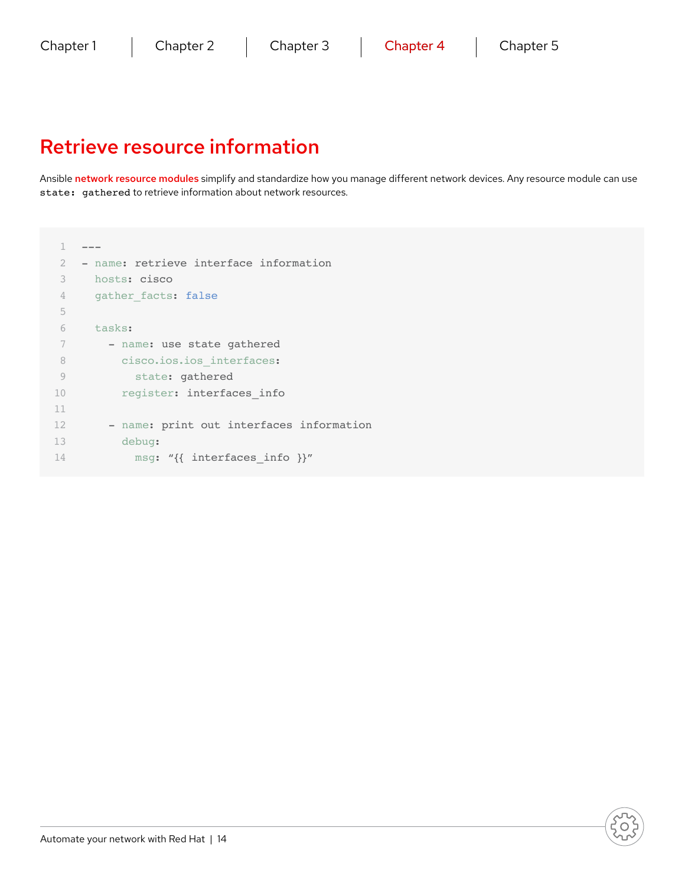# Retrieve resource information

Ansible **network resource modules** simplify and standardize how you manage different network devices. Any resource module can use `state: gathered` to retrieve information about network resources.

```
---
- name: retrieve interface information
  hosts: cisco
  gather_facts: false

  tasks:
    - name: use state gathered
      cisco.ios.ios_interfaces:
        state: gathered
      register: interfaces_info

    - name: print out interfaces information
      debug:
        msg: "{{ interfaces_info }}"
```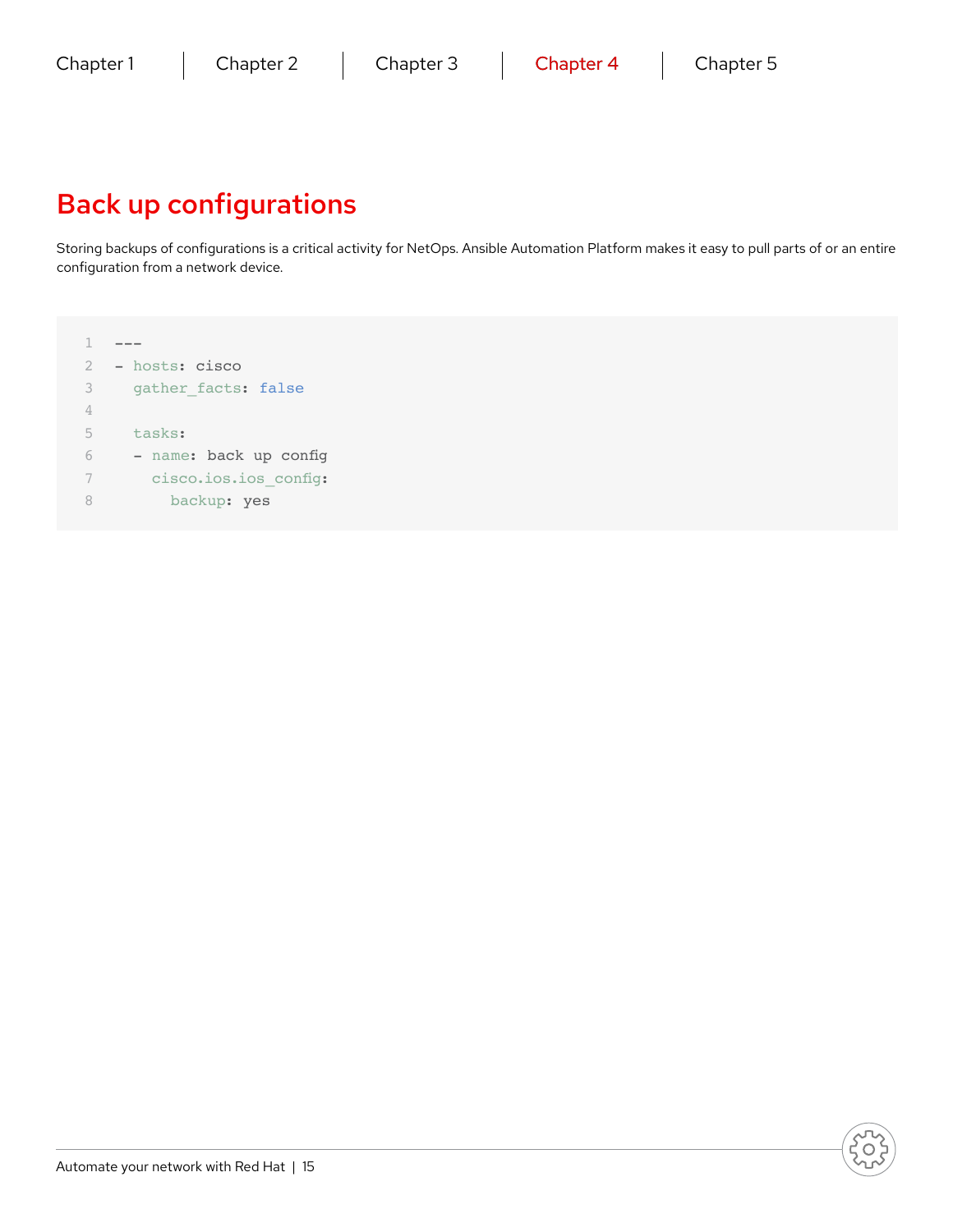# Back up configurations

Storing backups of configurations is a critical activity for NetOps. Ansible Automation Platform makes it easy to pull parts of or an entire configuration from a network device.

```yaml
---
- hosts: cisco
  gather_facts: false

  tasks:
  - name: back up config
    cisco.ios.ios_config:
      backup: yes
```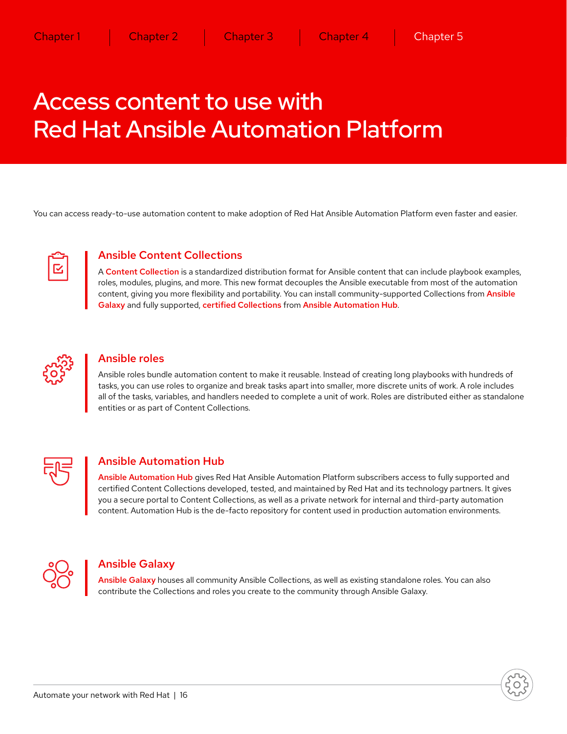# Access content to use with Red Hat Ansible Automation Platform

You can access ready-to-use automation content to make adoption of Red Hat Ansible Automation Platform even faster and easier.

## Ansible Content Collections

A Content Collection is a standardized distribution format for Ansible content that can include playbook examples, roles, modules, plugins, and more. This new format decouples the Ansible executable from most of the automation content, giving you more flexibility and portability. You can install community-supported Collections from Ansible Galaxy and fully supported, certified Collections from Ansible Automation Hub.

## Ansible roles

Ansible roles bundle automation content to make it reusable. Instead of creating long playbooks with hundreds of tasks, you can use roles to organize and break tasks apart into smaller, more discrete units of work. A role includes all of the tasks, variables, and handlers needed to complete a unit of work. Roles are distributed either as standalone entities or as part of Content Collections.

## Ansible Automation Hub

Ansible Automation Hub gives Red Hat Ansible Automation Platform subscribers access to fully supported and certified Content Collections developed, tested, and maintained by Red Hat and its technology partners. It gives you a secure portal to Content Collections, as well as a private network for internal and third-party automation content. Automation Hub is the de-facto repository for content used in production automation environments.

## Ansible Galaxy

Ansible Galaxy houses all community Ansible Collections, as well as existing standalone roles. You can also contribute the Collections and roles you create to the community through Ansible Galaxy.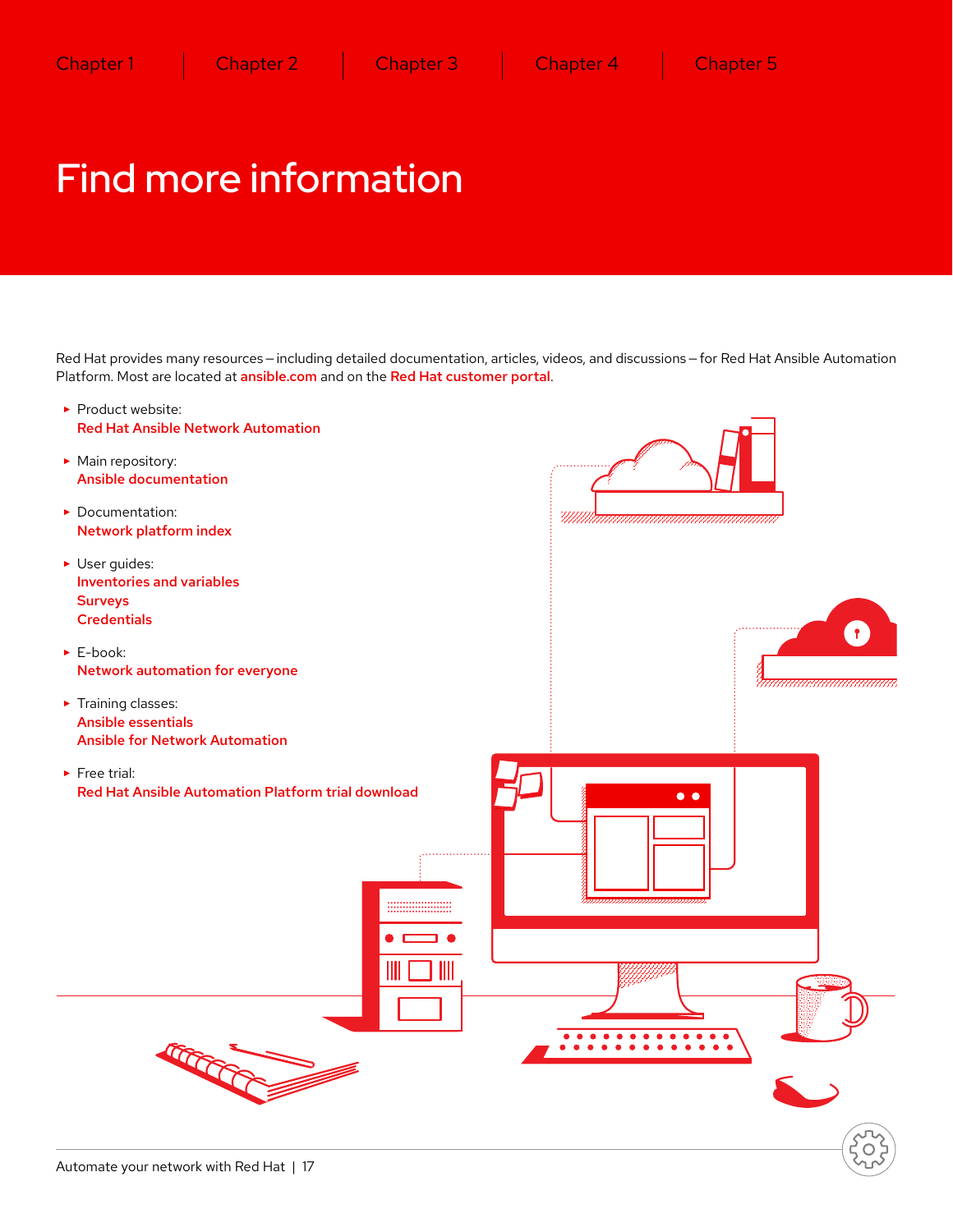Chapter 1 | Chapter 2 | Chapter 3 | Chapter 4 | Chapter 5

# Find more information

Red Hat provides many resources – including detailed documentation, articles, videos, and discussions – for Red Hat Ansible Automation Platform. Most are located at **ansible.com** and on the **Red Hat customer portal**.

- Product website:
  **Red Hat Ansible Network Automation**
- Main repository:
  **Ansible documentation**
- Documentation:
  **Network platform index**
- User guides:
  **Inventories and variables**
  **Surveys**
  **Credentials**
- E-book:
  **Network automation for everyone**
- Training classes:
  **Ansible essentials**
  **Ansible for Network Automation**
- Free trial:
  **Red Hat Ansible Automation Platform trial download**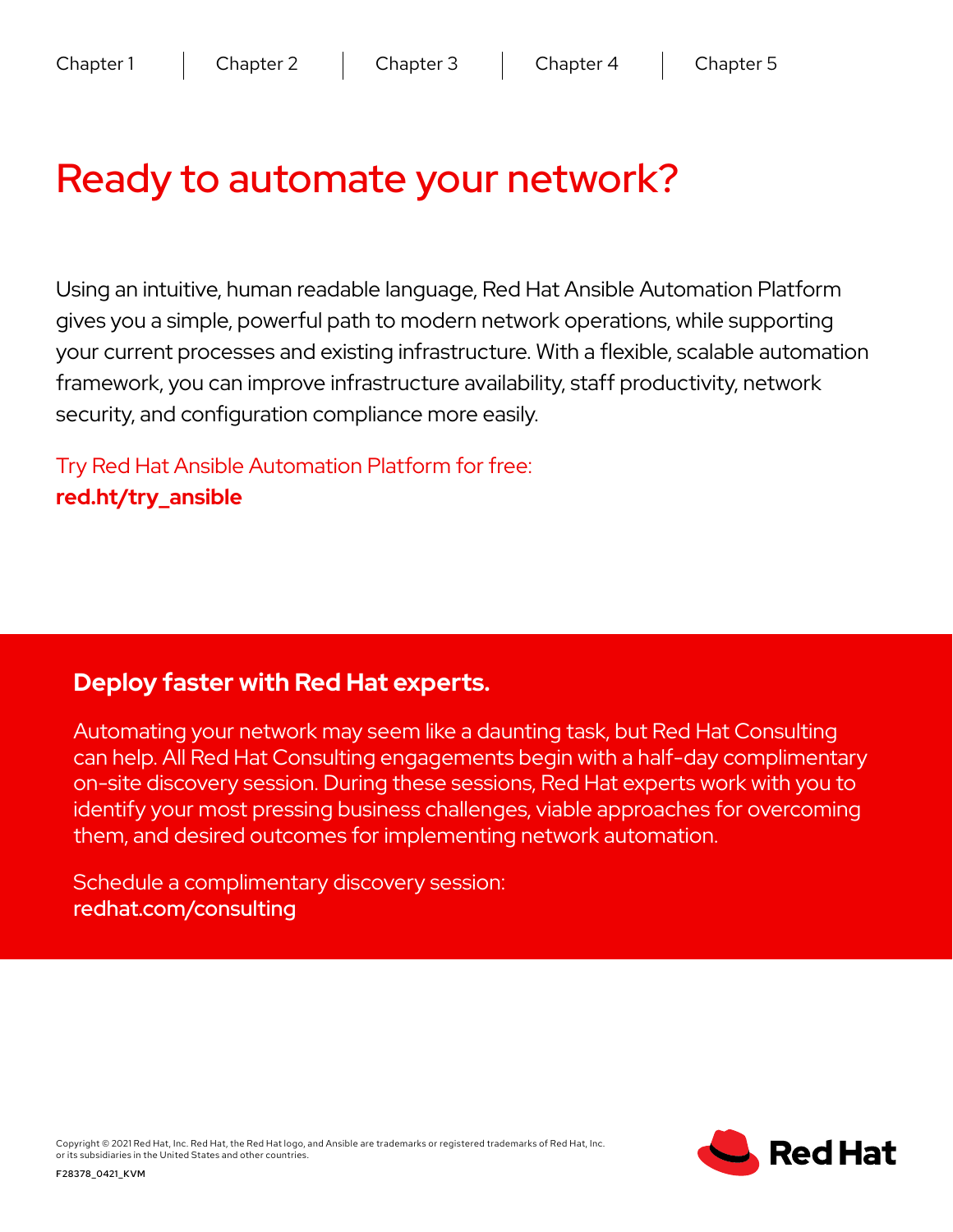# Ready to automate your network?

Using an intuitive, human readable language, Red Hat Ansible Automation Platform gives you a simple, powerful path to modern network operations, while supporting your current processes and existing infrastructure. With a flexible, scalable automation framework, you can improve infrastructure availability, staff productivity, network security, and configuration compliance more easily.

Try Red Hat Ansible Automation Platform for free:
**red.ht/try_ansible**

## Deploy faster with Red Hat experts.

Automating your network may seem like a daunting task, but Red Hat Consulting can help. All Red Hat Consulting engagements begin with a half-day complimentary on-site discovery session. During these sessions, Red Hat experts work with you to identify your most pressing business challenges, viable approaches for overcoming them, and desired outcomes for implementing network automation.

Schedule a complimentary discovery session:
**redhat.com/consulting**

Copyright © 2021 Red Hat, Inc. Red Hat, the Red Hat logo, and Ansible are trademarks or registered trademarks of Red Hat, Inc. or its subsidiaries in the United States and other countries.

F28378_0421_KVM